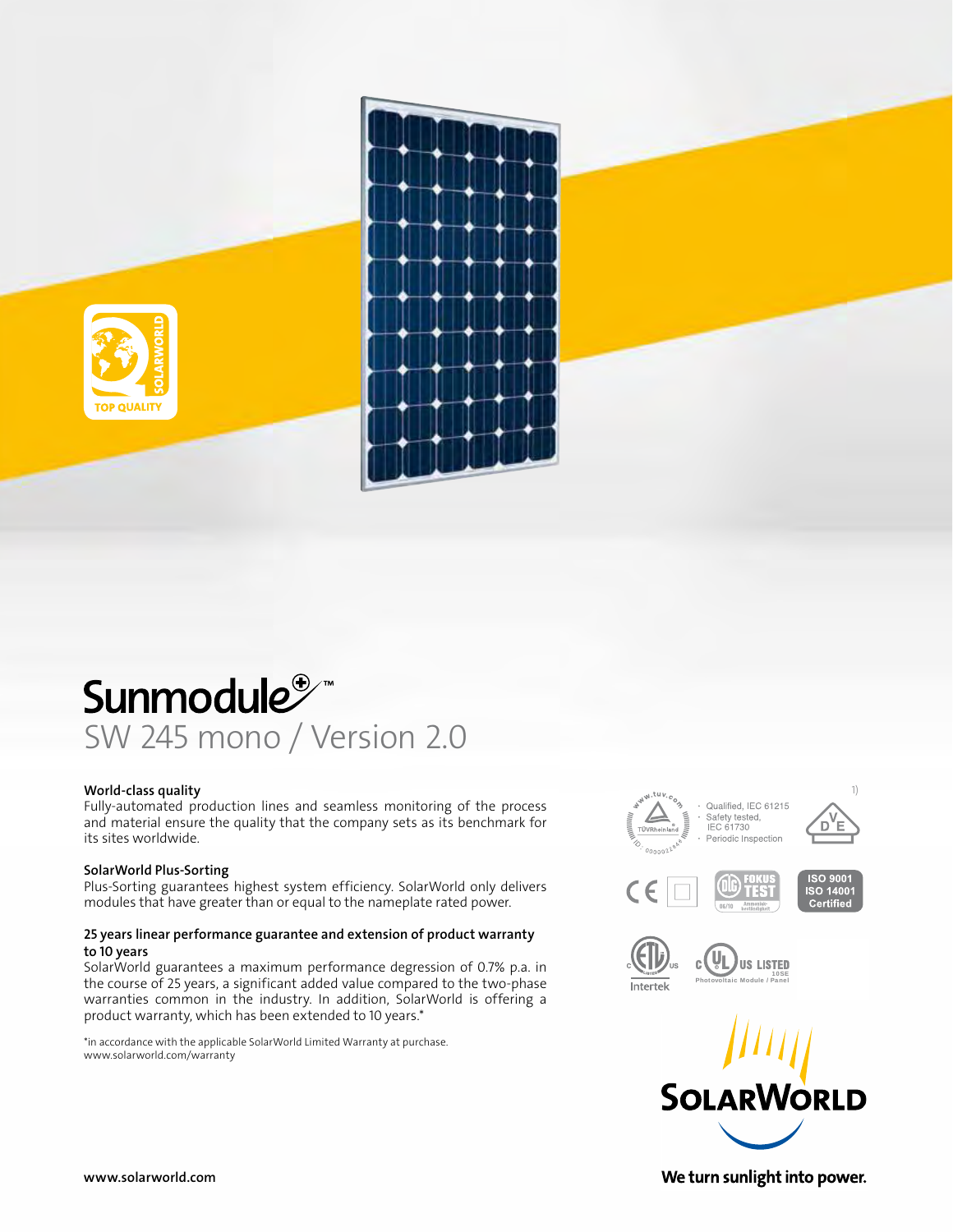# Sunmodule™

## SW 245 mono / Version 2.0

### World-class quality

Fully-automated production lines and seamless monitoring of the process and material ensure the quality that the company sets as its benchmark for its sites worldwide.

### SolarWorld Plus-Sorting

Plus-Sorting guarantees highest system efficiency. SolarWorld only delivers modules that have greater than or equal to the nameplate rated power.

### 25 years linear performance guarantee and extension of product warranty to 10 years

SolarWorld guarantees a maximum performance degression of 0.7% p.a. in the course of 25 years, a significant added value compared to the two-phase warranties common in the industry. In addition, SolarWorld is offering a product warranty, which has been extended to 10 years.*

*in accordance with the applicable SolarWorld Limited Warranty at purchase.
www.solarworld.com/warranty

1)

- Qualified, IEC 61215
- Safety tested, IEC 61730
- Periodic Inspection

ISO 9001
ISO 14001
Certified

Intertek

US LISTED
Photovoltaic Module / Panel

SOLARWORLD

We turn sunlight into power.

www.solarworld.com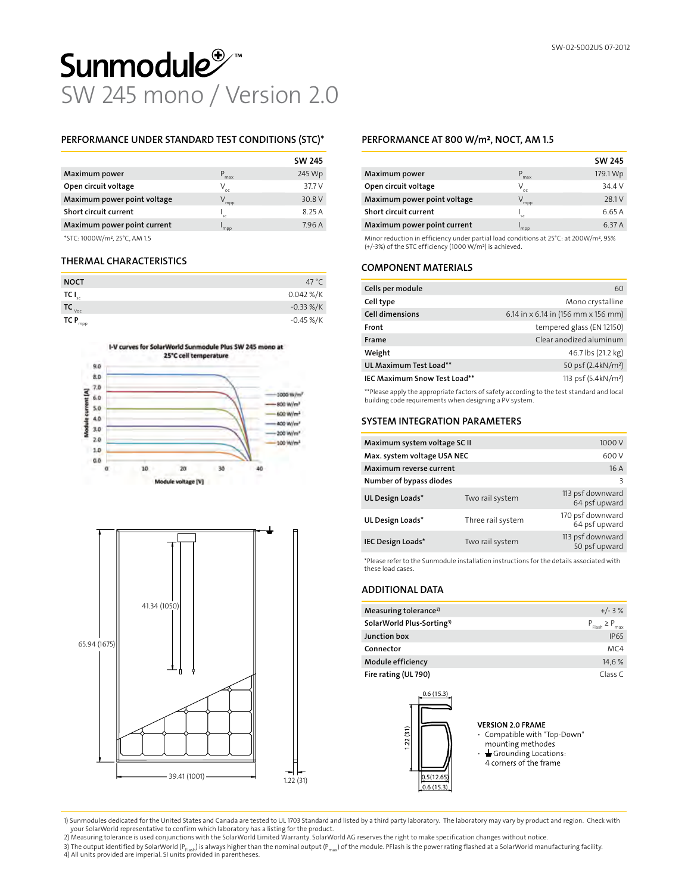# Sunmodule™

## SW 245 mono / Version 2.0

### PERFORMANCE UNDER STANDARD TEST CONDITIONS (STC)*

| | | SW 245 |
|---|---|---|
| **Maximum power** | $P_{max}$ | 245 Wp |
| **Open circuit voltage** | $V_{oc}$ | 37.7 V |
| **Maximum power point voltage** | $V_{mpp}$ | 30.8 V |
| **Short circuit current** | $I_{sc}$ | 8.25 A |
| **Maximum power point current** | $I_{mpp}$ | 7.96 A |

*STC: 1000W/m², 25°C, AM 1.5

### THERMAL CHARACTERISTICS

| | |
|---|---|
| **NOCT** | 47 °C |
| **TC $I_{sc}$** | 0.042 %/K |
| **TC $_{Voc}$** | -0.33 %/K |
| **TC $P_{mpp}$** | -0.45 %/K |

I-V curves for SolarWorld Sunmodule Plus SW 245 mono at 25°C cell temperature

Module current [A]

9.0
8.0
7.0
6.0
5.0
4.0
3.0
2.0
1.0
0.0

0 10 20 30 40

Module voltage [V]

1000 W/m²
800 W/m²
600 W/m²
400 W/m²
200 W/m²
100 W/m²

41.34 (1050)

65.94 (1675)

39.41 (1001)

1.22 (31)

### PERFORMANCE AT 800 W/m², NOCT, AM 1.5

| | | SW 245 |
|---|---|---|
| **Maximum power** | $P_{max}$ | 179.1 Wp |
| **Open circuit voltage** | $V_{oc}$ | 34.4 V |
| **Maximum power point voltage** | $V_{mpp}$ | 28.1 V |
| **Short circuit current** | $I_{sc}$ | 6.65 A |
| **Maximum power point current** | $I_{mpp}$ | 6.37 A |

Minor reduction in efficiency under partial load conditions at 25°C: at 200W/m², 95% (+/-3%) of the STC efficiency (1000 W/m²) is achieved.

### COMPONENT MATERIALS

| | |
|---|---|
| **Cells per module** | 60 |
| **Cell type** | Mono crystalline |
| **Cell dimensions** | 6.14 in x 6.14 in (156 mm x 156 mm) |
| **Front** | tempered glass (EN 12150) |
| **Frame** | Clear anodized aluminum |
| **Weight** | 46.7 lbs (21.2 kg) |
| **UL Maximum Test Load**** | 50 psf (2.4kN/m²) |
| **IEC Maximum Snow Test Load**** | 113 psf (5.4kN/m²) |

**Please apply the appropriate factors of safety according to the test standard and local building code requirements when designing a PV system.

### SYSTEM INTEGRATION PARAMETERS

| | | |
|---|---|---|
| **Maximum system voltage SC II** | | 1000 V |
| **Max. system voltage USA NEC** | | 600 V |
| **Maximum reverse current** | | 16 A |
| **Number of bypass diodes** | | 3 |
| **UL Design Loads*** | Two rail system | 113 psf downward<br>64 psf upward |
| **UL Design Loads*** | Three rail system | 170 psf downward<br>64 psf upward |
| **IEC Design Loads*** | Two rail system | 113 psf downward<br>50 psf upward |

*Please refer to the Sunmodule installation instructions for the details associated with these load cases.

### ADDITIONAL DATA

| | |
|---|---|
| **Measuring tolerance[2)]** | +/- 3 % |
| **SolarWorld Plus-Sorting[3)]** | $P_{Flash} \geq P_{max}$ |
| **Junction box** | IP65 |
| **Connector** | MC4 |
| **Module efficiency** | 14,6 % |
| **Fire rating (UL 790)** | Class C |

0.6 (15.3)

1.22 (31)

0.5(12.65)

0.6 (15.3)

**VERSION 2.0 FRAME**

- Compatible with "Top-Down" mounting methodes
- Grounding Locations: 4 corners of the frame

1) Sunmodules dedicated for the United States and Canada are tested to UL 1703 Standard and listed by a third party laboratory. The laboratory may vary by product and region. Check with your SolarWorld representative to confirm which laboratory has a listing for the product.
2) Measuring tolerance is used conjunctions with the SolarWorld Limited Warranty. SolarWorld AG reserves the right to make specification changes without notice.
3) The output identified by SolarWorld ($P_{Flash}$) is always higher than the nominal output ($P_{max}$) of the module. PFlash is the power rating flashed at a SolarWorld manufacturing facility.
4) All units provided are imperial. SI units provided in parentheses.

SW-02-5002US 07-2012